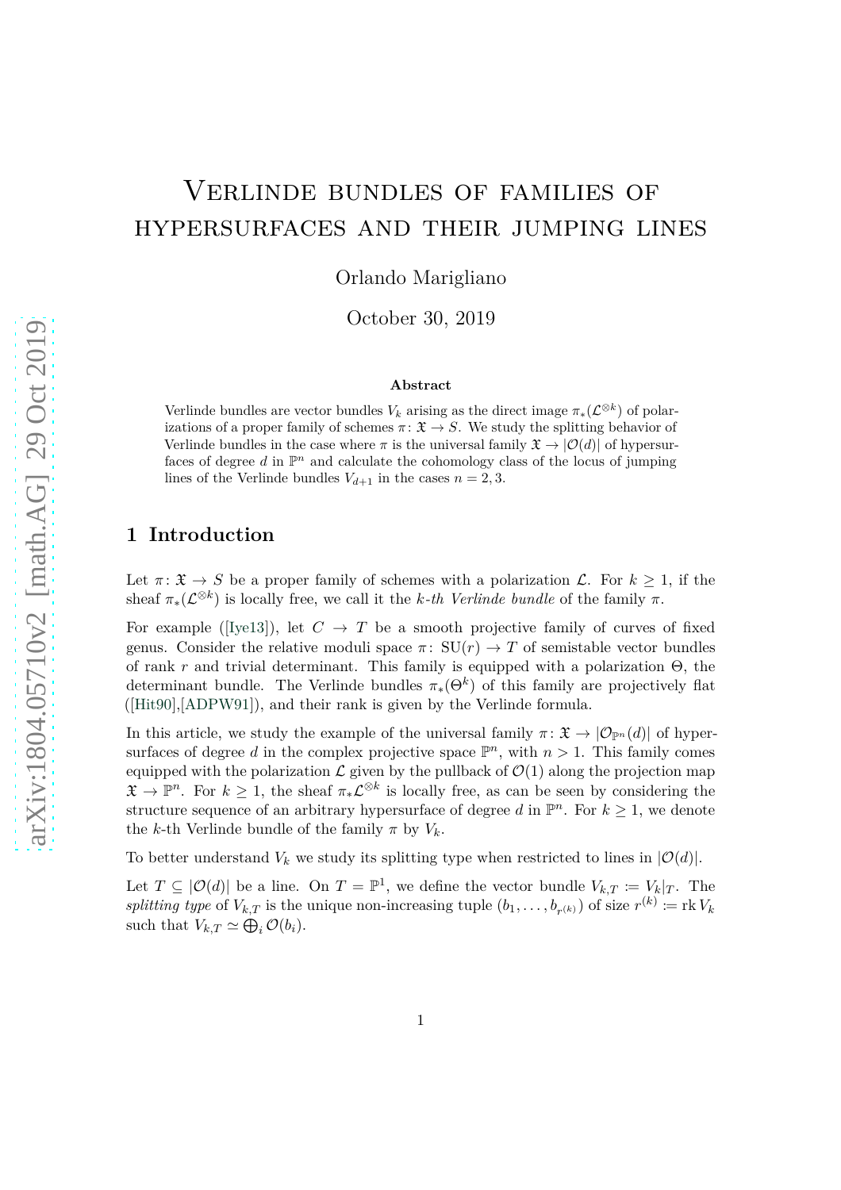# Verlinde bundles of families of hypersurfaces and their jumping lines

Orlando Marigliano

October 30, 2019

**Abstract**

Verlinde bundles are vector bundles $V_k$ arising as the direct image $\pi_*(\mathcal{L}^{\otimes k})$ of polarizations of a proper family of schemes $\pi\colon \mathfrak{X} \to S$. We study the splitting behavior of Verlinde bundles in the case where $\pi$ is the universal family $\mathfrak{X} \to |\mathcal{O}(d)|$ of hypersurfaces of degree $d$ in $\mathbb{P}^n$ and calculate the cohomology class of the locus of jumping lines of the Verlinde bundles $V_{d+1}$ in the cases $n = 2, 3$.

## 1 Introduction

Let $\pi\colon \mathfrak{X} \to S$ be a proper family of schemes with a polarization $\mathcal{L}$. For $k \geq 1$, if the sheaf $\pi_*(\mathcal{L}^{\otimes k})$ is locally free, we call it the *k-th Verlinde bundle* of the family $\pi$.

For example ([Iye13]), let $C \to T$ be a smooth projective family of curves of fixed genus. Consider the relative moduli space $\pi\colon \mathrm{SU}(r) \to T$ of semistable vector bundles of rank $r$ and trivial determinant. This family is equipped with a polarization $\Theta$, the determinant bundle. The Verlinde bundles $\pi_*(\Theta^k)$ of this family are projectively flat ([Hit90],[ADPW91]), and their rank is given by the Verlinde formula.

In this article, we study the example of the universal family $\pi\colon \mathfrak{X} \to |\mathcal{O}_{\mathbb{P}^n}(d)|$ of hypersurfaces of degree $d$ in the complex projective space $\mathbb{P}^n$, with $n > 1$. This family comes equipped with the polarization $\mathcal{L}$ given by the pullback of $\mathcal{O}(1)$ along the projection map $\mathfrak{X} \to \mathbb{P}^n$. For $k \geq 1$, the sheaf $\pi_*\mathcal{L}^{\otimes k}$ is locally free, as can be seen by considering the structure sequence of an arbitrary hypersurface of degree $d$ in $\mathbb{P}^n$. For $k \geq 1$, we denote the $k$-th Verlinde bundle of the family $\pi$ by $V_k$.

To better understand $V_k$ we study its splitting type when restricted to lines in $|\mathcal{O}(d)|$.

Let $T \subseteq |\mathcal{O}(d)|$ be a line. On $T = \mathbb{P}^1$, we define the vector bundle $V_{k,T} := V_k|_T$. The *splitting type* of $V_{k,T}$ is the unique non-increasing tuple $(b_1, \ldots, b_{r^{(k)}})$ of size $r^{(k)} := \operatorname{rk} V_k$ such that $V_{k,T} \simeq \bigoplus_i \mathcal{O}(b_i)$.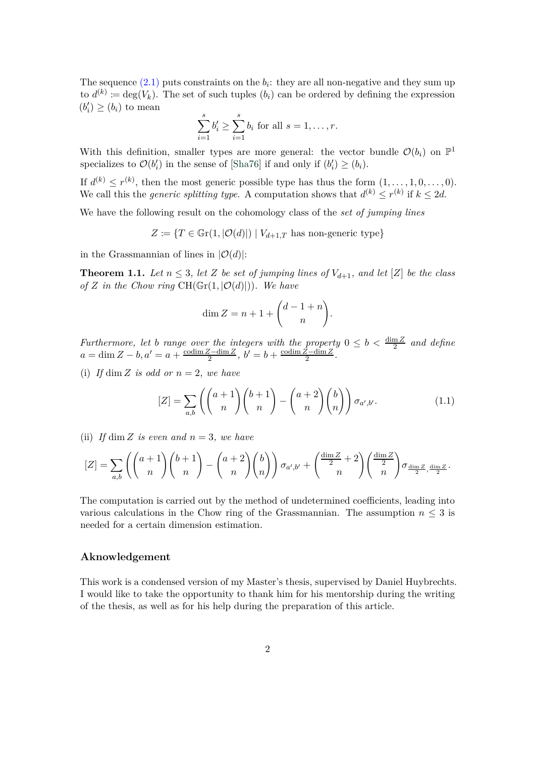The sequence (2.1) puts constraints on the $b_i$: they are all non-negative and they sum up to $d^{(k)} := \deg(V_k)$. The set of such tuples $(b_i)$ can be ordered by defining the expression $(b_i') \geq (b_i)$ to mean

$$\sum_{i=1}^{s} b_i' \geq \sum_{i=1}^{s} b_i \text{ for all } s = 1, \ldots, r.$$

With this definition, smaller types are more general: the vector bundle $\mathcal{O}(b_i)$ on $\mathbb{P}^1$ specializes to $\mathcal{O}(b_i')$ in the sense of [Sha76] if and only if $(b_i') \geq (b_i)$.

If $d^{(k)} \leq r^{(k)}$, then the most generic possible type has thus the form $(1, \ldots, 1, 0, \ldots, 0)$. We call this the *generic splitting type*. A computation shows that $d^{(k)} \leq r^{(k)}$ if $k \leq 2d$.

We have the following result on the cohomology class of the *set of jumping lines*

$$Z := \{T \in \mathbb{G}\mathrm{r}(1, |\mathcal{O}(d)|) \mid V_{d+1,T} \text{ has non-generic type}\}$$

in the Grassmannian of lines in $|\mathcal{O}(d)|$:

**Theorem 1.1.** *Let $n \leq 3$, let $Z$ be set of jumping lines of $V_{d+1}$, and let $[Z]$ be the class of $Z$ in the Chow ring $\mathrm{CH}(\mathbb{G}\mathrm{r}(1, |\mathcal{O}(d)|))$. We have*

$$\dim Z = n + 1 + \binom{d-1+n}{n}.$$

*Furthermore, let $b$ range over the integers with the property $0 \leq b < \frac{\dim Z}{2}$ and define $a = \dim Z - b, a' = a + \frac{\operatorname{codim} Z - \dim Z}{2}$, $b' = b + \frac{\operatorname{codim} Z - \dim Z}{2}$.*

(i) *If $\dim Z$ is odd or $n = 2$, we have*

$$[Z] = \sum_{a,b} \left( \binom{a+1}{n}\binom{b+1}{n} - \binom{a+2}{n}\binom{b}{n} \right) \sigma_{a',b'}. \tag{1.1}$$

(ii) *If $\dim Z$ is even and $n = 3$, we have*

$$[Z] = \sum_{a,b} \left( \binom{a+1}{n}\binom{b+1}{n} - \binom{a+2}{n}\binom{b}{n} \right) \sigma_{a',b'} + \binom{\frac{\dim Z}{2}+2}{n}\binom{\frac{\dim Z}{2}}{n} \sigma_{\frac{\dim Z}{2}, \frac{\dim Z}{2}}.$$

The computation is carried out by the method of undetermined coefficients, leading into various calculations in the Chow ring of the Grassmannian. The assumption $n \leq 3$ is needed for a certain dimension estimation.

## Aknowledgement

This work is a condensed version of my Master's thesis, supervised by Daniel Huybrechts. I would like to take the opportunity to thank him for his mentorship during the writing of the thesis, as well as for his help during the preparation of this article.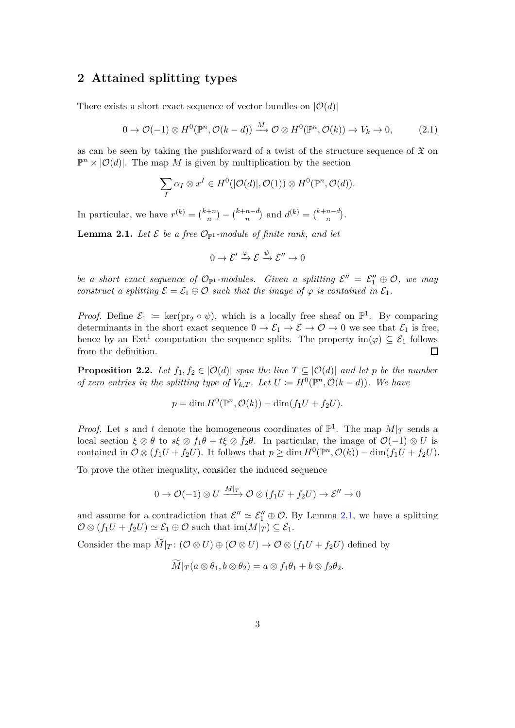## 2 Attained splitting types

There exists a short exact sequence of vector bundles on $|\mathcal{O}(d)|$

$$0 \to \mathcal{O}(-1) \otimes H^0(\mathbb{P}^n, \mathcal{O}(k-d)) \xrightarrow{M} \mathcal{O} \otimes H^0(\mathbb{P}^n, \mathcal{O}(k)) \to V_k \to 0, \tag{2.1}$$

as can be seen by taking the pushforward of a twist of the structure sequence of $\mathfrak{X}$ on $\mathbb{P}^n \times |\mathcal{O}(d)|$. The map $M$ is given by multiplication by the section

$$\sum_I \alpha_I \otimes x^I \in H^0(|\mathcal{O}(d)|, \mathcal{O}(1)) \otimes H^0(\mathbb{P}^n, \mathcal{O}(d)).$$

In particular, we have $r^{(k)} = \binom{k+n}{n} - \binom{k+n-d}{n}$ and $d^{(k)} = \binom{k+n-d}{n}$.

**Lemma 2.1.** *Let $\mathcal{E}$ be a free $\mathcal{O}_{\mathbb{P}^1}$-module of finite rank, and let*

$$0 \to \mathcal{E}' \xrightarrow{\varphi} \mathcal{E} \xrightarrow{\psi} \mathcal{E}'' \to 0$$

*be a short exact sequence of $\mathcal{O}_{\mathbb{P}^1}$-modules. Given a splitting $\mathcal{E}'' = \mathcal{E}''_1 \oplus \mathcal{O}$, we may construct a splitting $\mathcal{E} = \mathcal{E}_1 \oplus \mathcal{O}$ such that the image of $\varphi$ is contained in $\mathcal{E}_1$.*

*Proof.* Define $\mathcal{E}_1 := \ker(\mathrm{pr}_2 \circ \psi)$, which is a locally free sheaf on $\mathbb{P}^1$. By comparing determinants in the short exact sequence $0 \to \mathcal{E}_1 \to \mathcal{E} \to \mathcal{O} \to 0$ we see that $\mathcal{E}_1$ is free, hence by an $\mathrm{Ext}^1$ computation the sequence splits. The property $\mathrm{im}(\varphi) \subseteq \mathcal{E}_1$ follows from the definition. $\square$

**Proposition 2.2.** *Let $f_1, f_2 \in |\mathcal{O}(d)|$ span the line $T \subseteq |\mathcal{O}(d)|$ and let $p$ be the number of zero entries in the splitting type of $V_{k,T}$. Let $U := H^0(\mathbb{P}^n, \mathcal{O}(k-d))$. We have*

$$p = \dim H^0(\mathbb{P}^n, \mathcal{O}(k)) - \dim(f_1 U + f_2 U).$$

*Proof.* Let $s$ and $t$ denote the homogeneous coordinates of $\mathbb{P}^1$. The map $M|_T$ sends a local section $\xi \otimes \theta$ to $s\xi \otimes f_1\theta + t\xi \otimes f_2\theta$. In particular, the image of $\mathcal{O}(-1) \otimes U$ is contained in $\mathcal{O} \otimes (f_1 U + f_2 U)$. It follows that $p \geq \dim H^0(\mathbb{P}^n, \mathcal{O}(k)) - \dim(f_1 U + f_2 U)$.

To prove the other inequality, consider the induced sequence

$$0 \to \mathcal{O}(-1) \otimes U \xrightarrow{M|_T} \mathcal{O} \otimes (f_1 U + f_2 U) \to \mathcal{E}'' \to 0$$

and assume for a contradiction that $\mathcal{E}'' \simeq \mathcal{E}''_1 \oplus \mathcal{O}$. By Lemma 2.1, we have a splitting $\mathcal{O} \otimes (f_1 U + f_2 U) \simeq \mathcal{E}_1 \oplus \mathcal{O}$ such that $\mathrm{im}(M|_T) \subseteq \mathcal{E}_1$.

Consider the map $\widetilde{M}|_T \colon (\mathcal{O} \otimes U) \oplus (\mathcal{O} \otimes U) \to \mathcal{O} \otimes (f_1 U + f_2 U)$ defined by

$$\widetilde{M}|_T(a \otimes \theta_1, b \otimes \theta_2) = a \otimes f_1\theta_1 + b \otimes f_2\theta_2.$$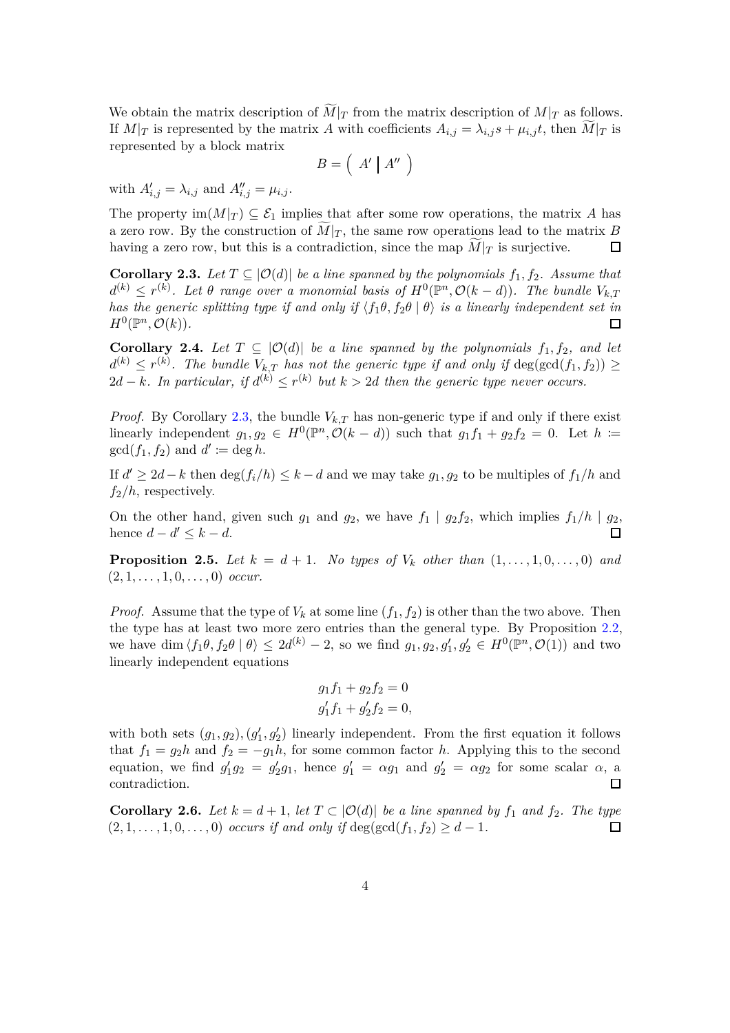We obtain the matrix description of $\widetilde{M}|_T$ from the matrix description of $M|_T$ as follows. If $M|_T$ is represented by the matrix $A$ with coefficients $A_{i,j} = \lambda_{i,j}s + \mu_{i,j}t$, then $\widetilde{M}|_T$ is represented by a block matrix

$$B = \left( \begin{array}{c|c} A' & A'' \end{array} \right)$$

with $A'_{i,j} = \lambda_{i,j}$ and $A''_{i,j} = \mu_{i,j}$.

The property $\mathrm{im}(M|_T) \subseteq \mathcal{E}_1$ implies that after some row operations, the matrix $A$ has a zero row. By the construction of $\widetilde{M}|_T$, the same row operations lead to the matrix $B$ having a zero row, but this is a contradiction, since the map $\widetilde{M}|_T$ is surjective. □

**Corollary 2.3.** *Let $T \subseteq |\mathcal{O}(d)|$ be a line spanned by the polynomials $f_1, f_2$. Assume that $d^{(k)} \leq r^{(k)}$. Let $\theta$ range over a monomial basis of $H^0(\mathbb{P}^n, \mathcal{O}(k-d))$. The bundle $V_{k,T}$ has the generic splitting type if and only if $\langle f_1\theta, f_2\theta \mid \theta \rangle$ is a linearly independent set in $H^0(\mathbb{P}^n, \mathcal{O}(k))$.* □

**Corollary 2.4.** *Let $T \subseteq |\mathcal{O}(d)|$ be a line spanned by the polynomials $f_1, f_2$, and let $d^{(k)} \leq r^{(k)}$. The bundle $V_{k,T}$ has not the generic type if and only if $\deg(\gcd(f_1, f_2)) \geq 2d - k$. In particular, if $d^{(k)} \leq r^{(k)}$ but $k > 2d$ then the generic type never occurs.*

*Proof.* By Corollary 2.3, the bundle $V_{k,T}$ has non-generic type if and only if there exist linearly independent $g_1, g_2 \in H^0(\mathbb{P}^n, \mathcal{O}(k-d))$ such that $g_1 f_1 + g_2 f_2 = 0$. Let $h \coloneqq \gcd(f_1, f_2)$ and $d' \coloneqq \deg h$.

If $d' \geq 2d - k$ then $\deg(f_i/h) \leq k - d$ and we may take $g_1, g_2$ to be multiples of $f_1/h$ and $f_2/h$, respectively.

On the other hand, given such $g_1$ and $g_2$, we have $f_1 \mid g_2 f_2$, which implies $f_1/h \mid g_2$, hence $d - d' \leq k - d$. □

**Proposition 2.5.** *Let $k = d + 1$. No types of $V_k$ other than $(1, \ldots, 1, 0, \ldots, 0)$ and $(2, 1, \ldots, 1, 0, \ldots, 0)$ occur.*

*Proof.* Assume that the type of $V_k$ at some line $(f_1, f_2)$ is other than the two above. Then the type has at least two more zero entries than the general type. By Proposition 2.2, we have $\dim \langle f_1\theta, f_2\theta \mid \theta \rangle \leq 2d^{(k)} - 2$, so we find $g_1, g_2, g'_1, g'_2 \in H^0(\mathbb{P}^n, \mathcal{O}(1))$ and two linearly independent equations

$$\begin{aligned} g_1 f_1 + g_2 f_2 &= 0 \\ g'_1 f_1 + g'_2 f_2 &= 0, \end{aligned}$$

with both sets $(g_1, g_2), (g'_1, g'_2)$ linearly independent. From the first equation it follows that $f_1 = g_2 h$ and $f_2 = -g_1 h$, for some common factor $h$. Applying this to the second equation, we find $g'_1 g_2 = g'_2 g_1$, hence $g'_1 = \alpha g_1$ and $g'_2 = \alpha g_2$ for some scalar $\alpha$, a contradiction. □

**Corollary 2.6.** *Let $k = d + 1$, let $T \subset |\mathcal{O}(d)|$ be a line spanned by $f_1$ and $f_2$. The type $(2, 1, \ldots, 1, 0, \ldots, 0)$ occurs if and only if $\deg(\gcd(f_1, f_2) \geq d - 1$.* □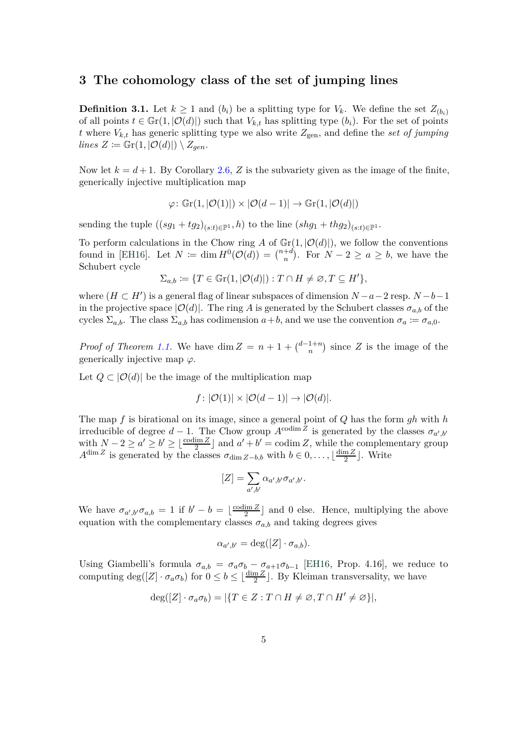# 3 The cohomology class of the set of jumping lines

**Definition 3.1.** Let $k \geq 1$ and $(b_i)$ be a splitting type for $V_k$. We define the set $Z_{(b_i)}$ of all points $t \in \mathbb{G}\mathrm{r}(1, |\mathcal{O}(d)|)$ such that $V_{k,t}$ has splitting type $(b_i)$. For the set of points $t$ where $V_{k,t}$ has generic splitting type we also write $Z_{\text{gen}}$, and define the *set of jumping lines* $Z \coloneqq \mathbb{G}\mathrm{r}(1, |\mathcal{O}(d)|) \setminus Z_{gen}$.

Now let $k = d+1$. By Corollary 2.6, $Z$ is the subvariety given as the image of the finite, generically injective multiplication map

$$\varphi\colon \mathbb{G}\mathrm{r}(1, |\mathcal{O}(1)|) \times |\mathcal{O}(d-1)| \to \mathbb{G}\mathrm{r}(1, |\mathcal{O}(d)|)$$

sending the tuple $((sg_1 + tg_2)_{(s:t) \in \mathbb{P}^1}, h)$ to the line $(shg_1 + thg_2)_{(s:t)\in\mathbb{P}^1}$.

To perform calculations in the Chow ring $A$ of $\mathbb{G}\mathrm{r}(1, |\mathcal{O}(d)|)$, we follow the conventions found in [EH16]. Let $N \coloneqq \dim H^0(\mathcal{O}(d)) = \binom{n+d}{n}$. For $N-2 \geq a \geq b$, we have the Schubert cycle

$$\Sigma_{a,b} \coloneqq \{T \in \mathbb{G}\mathrm{r}(1, |\mathcal{O}(d)|) : T \cap H \neq \varnothing, T \subseteq H'\},$$

where $(H \subset H')$ is a general flag of linear subspaces of dimension $N-a-2$ resp. $N-b-1$ in the projective space $|\mathcal{O}(d)|$. The ring $A$ is generated by the Schubert classes $\sigma_{a,b}$ of the cycles $\Sigma_{a,b}$. The class $\Sigma_{a,b}$ has codimension $a+b$, and we use the convention $\sigma_a \coloneqq \sigma_{a,0}$.

*Proof of Theorem 1.1.* We have $\dim Z = n + 1 + \binom{d-1+n}{n}$ since $Z$ is the image of the generically injective map $\varphi$.

Let $Q \subset |\mathcal{O}(d)|$ be the image of the multiplication map

$$f\colon |\mathcal{O}(1)| \times |\mathcal{O}(d-1)| \to |\mathcal{O}(d)|.$$

The map $f$ is birational on its image, since a general point of $Q$ has the form $gh$ with $h$ irreducible of degree $d-1$. The Chow group $A^{\operatorname{codim} Z}$ is generated by the classes $\sigma_{a',b'}$ with $N-2 \geq a' \geq b' \geq \lfloor \frac{\operatorname{codim} Z}{2} \rfloor$ and $a'+b' = \operatorname{codim} Z$, while the complementary group $A^{\dim Z}$ is generated by the classes $\sigma_{\dim Z - b, b}$ with $b \in 0, \ldots, \lfloor \frac{\dim Z}{2} \rfloor$. Write

$$[Z] = \sum_{a',b'} \alpha_{a',b'} \sigma_{a',b'}.$$

We have $\sigma_{a',b'}\sigma_{a,b} = 1$ if $b' - b = \lfloor \frac{\operatorname{codim} Z}{2} \rfloor$ and $0$ else. Hence, multiplying the above equation with the complementary classes $\sigma_{a,b}$ and taking degrees gives

$$\alpha_{a',b'} = \deg([Z] \cdot \sigma_{a,b}).$$

Using Giambelli's formula $\sigma_{a,b} = \sigma_a\sigma_b - \sigma_{a+1}\sigma_{b-1}$ [EH16, Prop. 4.16], we reduce to computing $\deg([Z] \cdot \sigma_a\sigma_b)$ for $0 \leq b \leq \lfloor \frac{\dim Z}{2} \rfloor$. By Kleiman transversality, we have

$$\deg([Z] \cdot \sigma_a\sigma_b) = |\{T \in Z : T \cap H \neq \varnothing, T \cap H' \neq \varnothing\}|,$$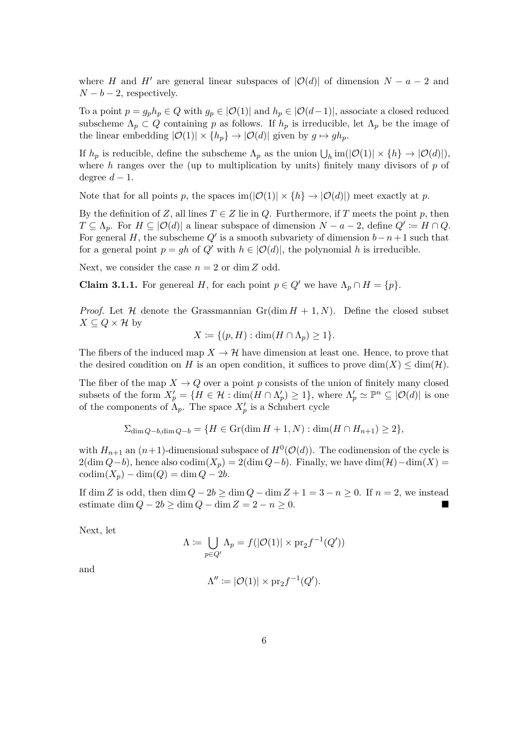where $H$ and $H'$ are general linear subspaces of $|\mathcal{O}(d)|$ of dimension $N-a-2$ and $N-b-2$, respectively.

To a point $p = g_p h_p \in Q$ with $g_p \in |\mathcal{O}(1)|$ and $h_p \in |\mathcal{O}(d-1)|$, associate a closed reduced subscheme $\Lambda_p \subset Q$ containing $p$ as follows. If $h_p$ is irreducible, let $\Lambda_p$ be the image of the linear embedding $|\mathcal{O}(1)| \times \{h_p\} \to |\mathcal{O}(d)|$ given by $g \mapsto gh_p$.

If $h_p$ is reducible, define the subscheme $\Lambda_p$ as the union $\bigcup_h \operatorname{im}(|\mathcal{O}(1)| \times \{h\} \to |\mathcal{O}(d)|)$, where $h$ ranges over the (up to multiplication by units) finitely many divisors of $p$ of degree $d-1$.

Note that for all points $p$, the spaces $\operatorname{im}(|\mathcal{O}(1)| \times \{h\} \to |\mathcal{O}(d)|)$ meet exactly at $p$.

By the definition of $Z$, all lines $T \in Z$ lie in $Q$. Furthermore, if $T$ meets the point $p$, then $T \subseteq \Lambda_p$. For $H \subseteq |\mathcal{O}(d)|$ a linear subspace of dimension $N-a-2$, define $Q' \coloneqq H \cap Q$. For general $H$, the subscheme $Q'$ is a smooth subvariety of dimension $b-n+1$ such that for a general point $p = gh$ of $Q'$ with $h \in |\mathcal{O}(d)|$, the polynomial $h$ is irreducible.

Next, we consider the case $n=2$ or $\dim Z$ odd.

**Claim 3.1.1.** For genereal $H$, for each point $p \in Q'$ we have $\Lambda_p \cap H = \{p\}$.

*Proof.* Let $\mathcal{H}$ denote the Grassmannian $\operatorname{Gr}(\dim H + 1, N)$. Define the closed subset $X \subseteq Q \times \mathcal{H}$ by

$$X \coloneqq \{(p, H) : \dim(H \cap \Lambda_p) \geq 1\}.$$

The fibers of the induced map $X \to \mathcal{H}$ have dimension at least one. Hence, to prove that the desired condition on $H$ is an open condition, it suffices to prove $\dim(X) \leq \dim(\mathcal{H})$.

The fiber of the map $X \to Q$ over a point $p$ consists of the union of finitely many closed subsets of the form $X'_p = \{H \in \mathcal{H} : \dim(H \cap \Lambda'_p) \geq 1\}$, where $\Lambda'_p \simeq \mathbb{P}^n \subseteq |\mathcal{O}(d)|$ is one of the components of $\Lambda_p$. The space $X'_p$ is a Schubert cycle

$$\Sigma_{\dim Q - b, \dim Q - b} = \{H \in \operatorname{Gr}(\dim H + 1, N) : \dim(H \cap H_{n+1}) \geq 2\},$$

with $H_{n+1}$ an $(n+1)$-dimensional subspace of $H^0(\mathcal{O}(d))$. The codimension of the cycle is $2(\dim Q - b)$, hence also $\operatorname{codim}(X_p) = 2(\dim Q - b)$. Finally, we have $\dim(\mathcal{H}) - \dim(X) = \operatorname{codim}(X_p) - \dim(Q) = \dim Q - 2b$.

If $\dim Z$ is odd, then $\dim Q - 2b \geq \dim Q - \dim Z + 1 = 3 - n \geq 0$. If $n = 2$, we instead estimate $\dim Q - 2b \geq \dim Q - \dim Z = 2 - n \geq 0$. ∎

Next, let

$$\Lambda \coloneqq \bigcup_{p \in Q'} \Lambda_p = f(|\mathcal{O}(1)| \times \operatorname{pr}_2 f^{-1}(Q'))$$

and

$$\Lambda'' \coloneqq |\mathcal{O}(1)| \times \operatorname{pr}_2 f^{-1}(Q').$$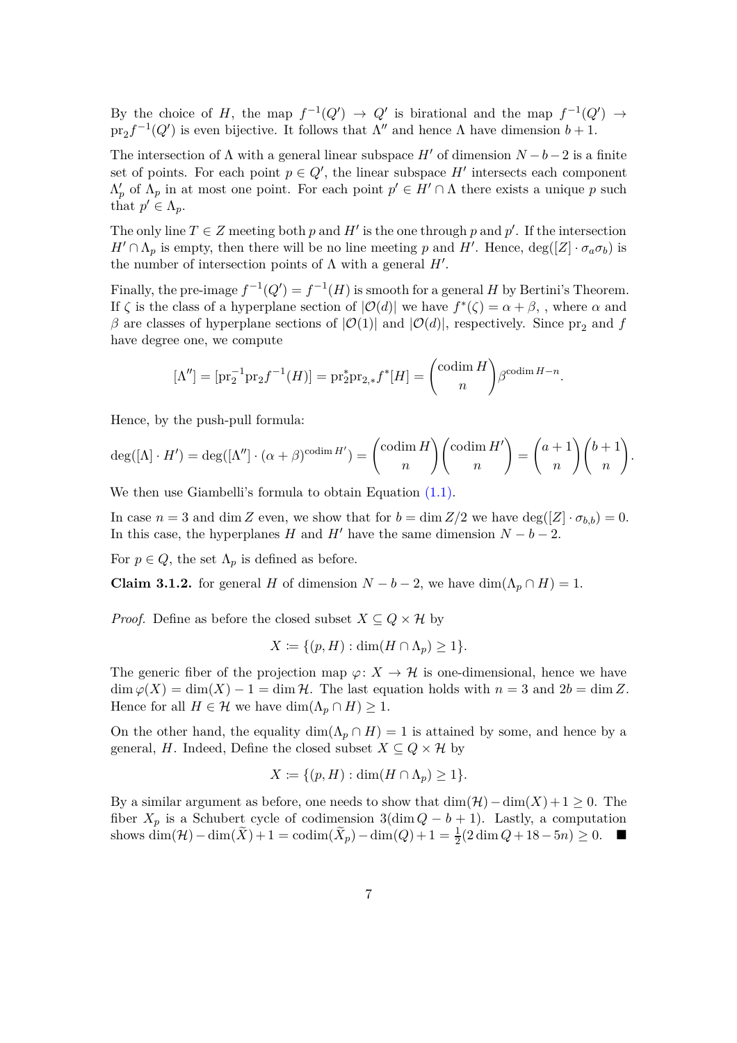By the choice of $H$, the map $f^{-1}(Q') \to Q'$ is birational and the map $f^{-1}(Q') \to \mathrm{pr}_2 f^{-1}(Q')$ is even bijective. It follows that $\Lambda''$ and hence $\Lambda$ have dimension $b+1$.

The intersection of $\Lambda$ with a general linear subspace $H'$ of dimension $N-b-2$ is a finite set of points. For each point $p \in Q'$, the linear subspace $H'$ intersects each component $\Lambda'_p$ of $\Lambda_p$ in at most one point. For each point $p' \in H' \cap \Lambda$ there exists a unique $p$ such that $p' \in \Lambda_p$.

The only line $T \in Z$ meeting both $p$ and $H'$ is the one through $p$ and $p'$. If the intersection $H' \cap \Lambda_p$ is empty, then there will be no line meeting $p$ and $H'$. Hence, $\deg([Z] \cdot \sigma_a \sigma_b)$ is the number of intersection points of $\Lambda$ with a general $H'$.

Finally, the pre-image $f^{-1}(Q') = f^{-1}(H)$ is smooth for a general $H$ by Bertini's Theorem. If $\zeta$ is the class of a hyperplane section of $|\mathcal{O}(d)|$ we have $f^*(\zeta) = \alpha + \beta$, , where $\alpha$ and $\beta$ are classes of hyperplane sections of $|\mathcal{O}(1)|$ and $|\mathcal{O}(d)|$, respectively. Since $\mathrm{pr}_2$ and $f$ have degree one, we compute

$$[\Lambda''] = [\mathrm{pr}_2^{-1}\mathrm{pr}_2 f^{-1}(H)] = \mathrm{pr}_2^* \mathrm{pr}_{2,*} f^*[H] = \binom{\operatorname{codim} H}{n} \beta^{\operatorname{codim} H - n}.$$

Hence, by the push-pull formula:

$$\deg([\Lambda] \cdot H') = \deg([\Lambda''] \cdot (\alpha+\beta)^{\operatorname{codim} H'}) = \binom{\operatorname{codim} H}{n}\binom{\operatorname{codim} H'}{n} = \binom{a+1}{n}\binom{b+1}{n}.$$

We then use Giambelli's formula to obtain Equation (1.1).

In case $n = 3$ and $\dim Z$ even, we show that for $b = \dim Z/2$ we have $\deg([Z] \cdot \sigma_{b,b}) = 0$. In this case, the hyperplanes $H$ and $H'$ have the same dimension $N-b-2$.

For $p \in Q$, the set $\Lambda_p$ is defined as before.

**Claim 3.1.2.** for general $H$ of dimension $N-b-2$, we have $\dim(\Lambda_p \cap H) = 1$.

*Proof.* Define as before the closed subset $X \subseteq Q \times \mathcal{H}$ by

$$X \coloneqq \{(p, H) : \dim(H \cap \Lambda_p) \geq 1\}.$$

The generic fiber of the projection map $\varphi \colon X \to \mathcal{H}$ is one-dimensional, hence we have $\dim \varphi(X) = \dim(X) - 1 = \dim \mathcal{H}$. The last equation holds with $n = 3$ and $2b = \dim Z$. Hence for all $H \in \mathcal{H}$ we have $\dim(\Lambda_p \cap H) \geq 1$.

On the other hand, the equality $\dim(\Lambda_p \cap H) = 1$ is attained by some, and hence by a general, $H$. Indeed, Define the closed subset $X \subseteq Q \times \mathcal{H}$ by

$$X \coloneqq \{(p, H) : \dim(H \cap \Lambda_p) \geq 1\}.$$

By a similar argument as before, one needs to show that $\dim(\mathcal{H}) - \dim(X) + 1 \geq 0$. The fiber $X_p$ is a Schubert cycle of codimension $3(\dim Q - b + 1)$. Lastly, a computation shows $\dim(\mathcal{H}) - \dim(\tilde{X}) + 1 = \operatorname{codim}(\tilde{X}_p) - \dim(Q) + 1 = \frac{1}{2}(2\dim Q + 18 - 5n) \geq 0$. ■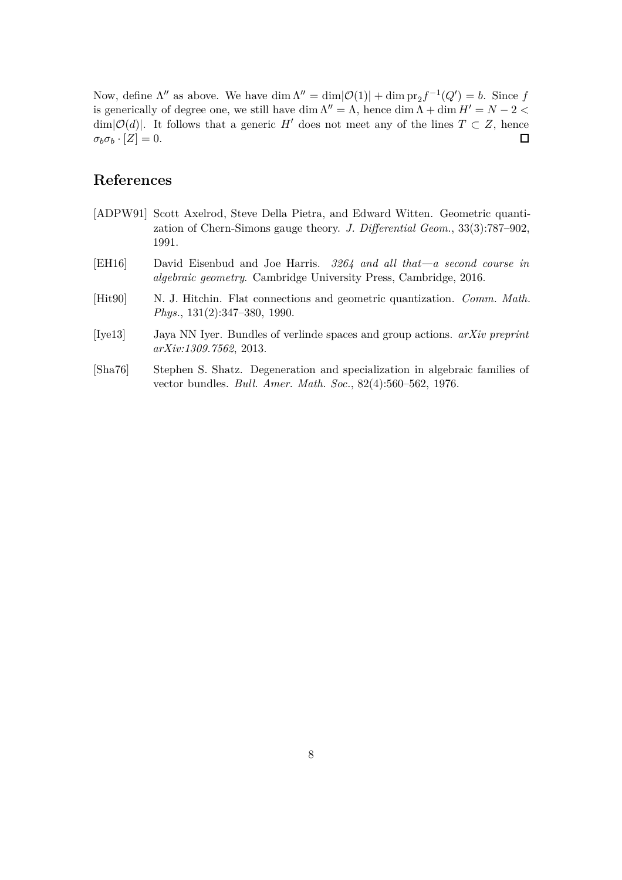Now, define $\Lambda''$ as above. We have $\dim \Lambda'' = \dim|\mathcal{O}(1)| + \dim \mathrm{pr}_2 f^{-1}(Q') = b$. Since $f$ is generically of degree one, we still have $\dim \Lambda'' = \Lambda$, hence $\dim \Lambda + \dim H' = N - 2 < \dim|\mathcal{O}(d)|$. It follows that a generic $H'$ does not meet any of the lines $T \subset Z$, hence $\sigma_b \sigma_b \cdot [Z] = 0$. ◻

## References

[ADPW91] Scott Axelrod, Steve Della Pietra, and Edward Witten. Geometric quantization of Chern-Simons gauge theory. *J. Differential Geom.*, 33(3):787–902, 1991.

[EH16] David Eisenbud and Joe Harris. *3264 and all that—a second course in algebraic geometry*. Cambridge University Press, Cambridge, 2016.

[Hit90] N. J. Hitchin. Flat connections and geometric quantization. *Comm. Math. Phys.*, 131(2):347–380, 1990.

[Iye13] Jaya NN Iyer. Bundles of verlinde spaces and group actions. *arXiv preprint arXiv:1309.7562*, 2013.

[Sha76] Stephen S. Shatz. Degeneration and specialization in algebraic families of vector bundles. *Bull. Amer. Math. Soc.*, 82(4):560–562, 1976.